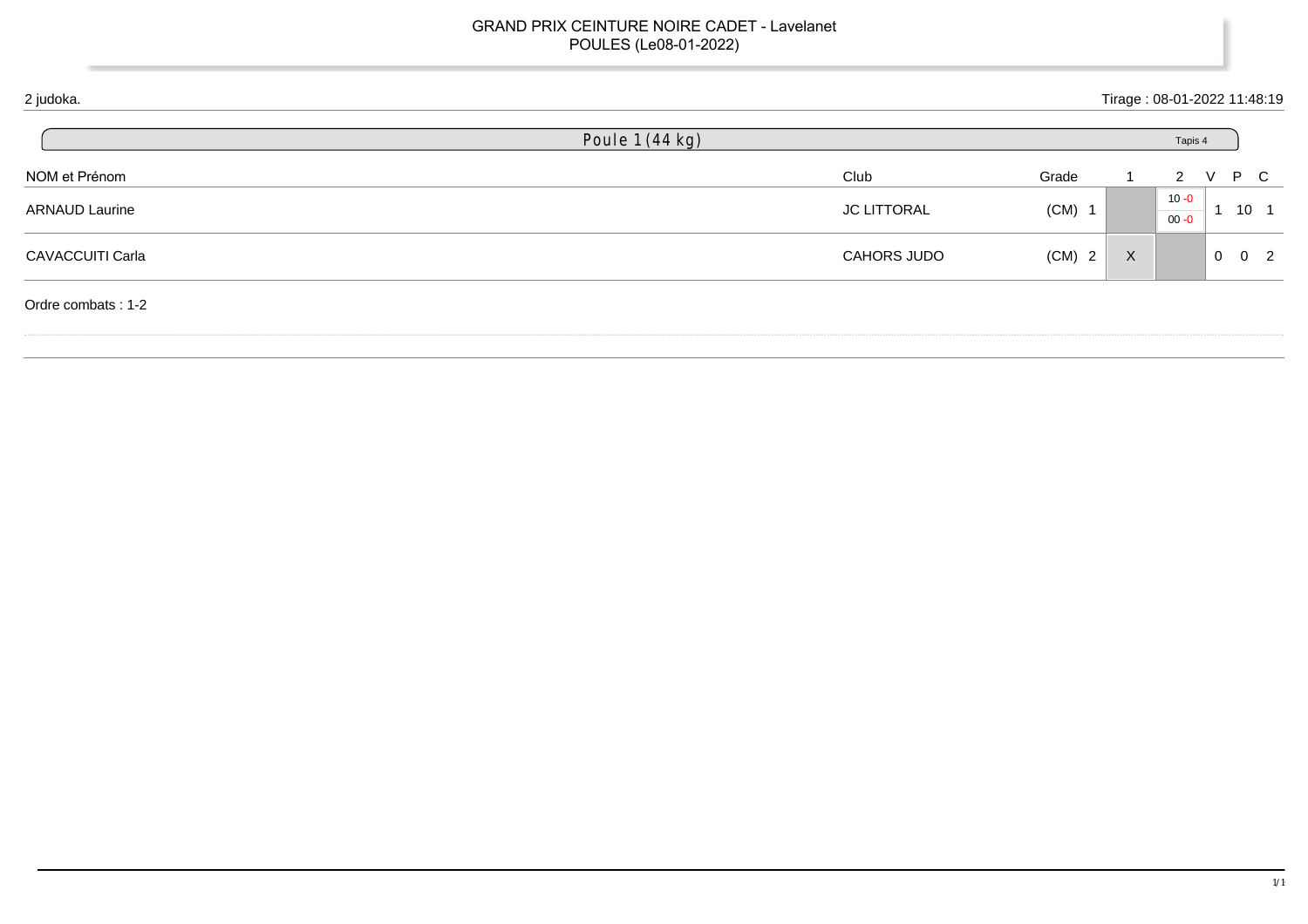# GRAND PRIX CEINTURE NOIRE CADET - Lavelanet

POULES (Le08-01-2022)

2 judoka.

Tirage : 08-01-2022 11:48:19

## Poule 1 (44 kg)

Tapis 4

| NOM et Prénom | Club | Grade | 1 | 2 | V | P | C |
|---|---|---|---|---|---|---|---|
| ARNAUD Laurine | JC LITTORAL | (CM) 1 | | 10 -0 / 00 -0 | 1 | 10 | 1 |
| CAVACCUITI Carla | CAHORS JUDO | (CM) 2 | X | | 0 | 0 | 2 |

Ordre combats : 1-2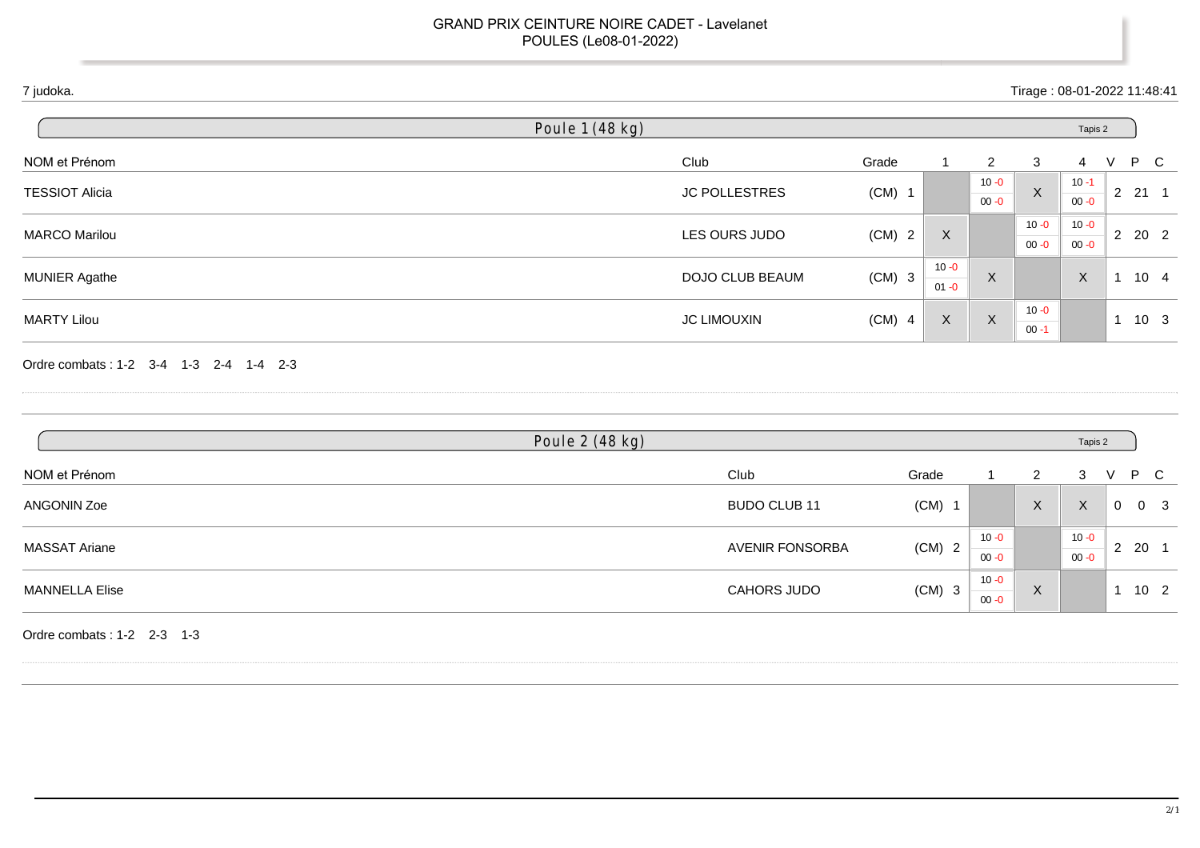# GRAND PRIX CEINTURE NOIRE CADET - Lavelanet

## POULES (Le08-01-2022)

7 judoka.

Tirage : 08-01-2022 11:48:41

### Poule 1 (48 kg)

Tapis 2

| NOM et Prénom | Club | Grade | 1 | 2 | 3 | 4 | V | P | C |
|---|---|---|---|---|---|---|---|---|---|
| TESSIOT Alicia | JC POLLESTRES | (CM) 1 | | 10 -0 / 00 -0 | X | 10 -1 / 00 -0 | 2 | 21 | 1 |
| MARCO Marilou | LES OURS JUDO | (CM) 2 | X | | 10 -0 / 00 -0 | 10 -0 / 00 -0 | 2 | 20 | 2 |
| MUNIER Agathe | DOJO CLUB BEAUM | (CM) 3 | 10 -0 / 01 -0 | X | | X | 1 | 10 | 4 |
| MARTY Lilou | JC LIMOUXIN | (CM) 4 | X | X | 10 -0 / 00 -1 | | 1 | 10 | 3 |

Ordre combats : 1-2 3-4 1-3 2-4 1-4 2-3

### Poule 2 (48 kg)

Tapis 2

| NOM et Prénom | Club | Grade | 1 | 2 | 3 | V | P | C |
|---|---|---|---|---|---|---|---|---|
| ANGONIN Zoe | BUDO CLUB 11 | (CM) 1 | | X | X | 0 | 0 | 3 |
| MASSAT Ariane | AVENIR FONSORBA | (CM) 2 | 10 -0 / 00 -0 | | 10 -0 / 00 -0 | 2 | 20 | 1 |
| MANNELLA Elise | CAHORS JUDO | (CM) 3 | 10 -0 / 00 -0 | X | | 1 | 10 | 2 |

Ordre combats : 1-2 2-3 1-3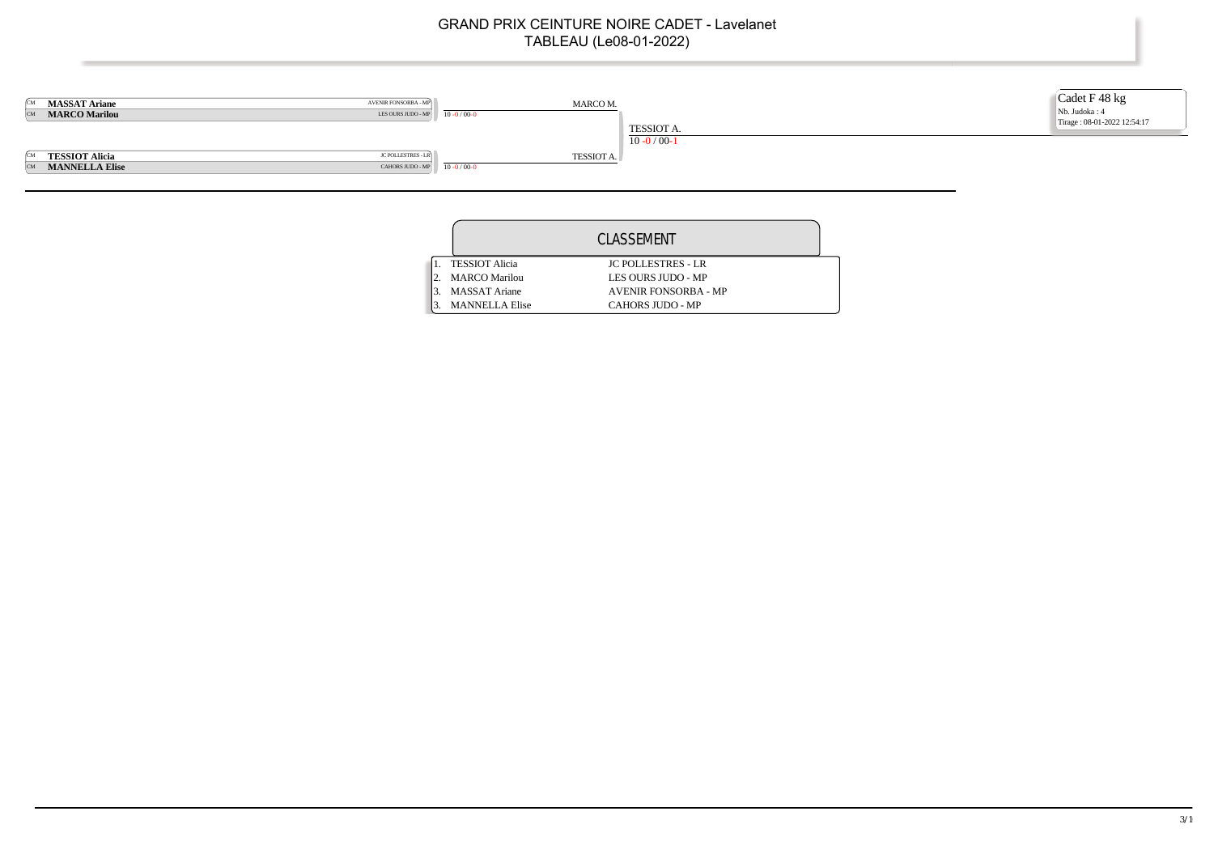# GRAND PRIX CEINTURE NOIRE CADET - Lavelanet

TABLEAU (Le08-01-2022)

**Cadet F 48 kg**

Nb. Judoka : 4

Tirage : 08-01-2022 12:54:17

| | Judoka | Club | Tour 1 | Finale |
|---|---|---|---|---|
| CM | **MASSAT Ariane** | AVENIR FONSORBA - MP | MARCO M. | |
| CM | **MARCO Marilou** | LES OURS JUDO - MP | 10 -0 / 00-0 | TESSIOT A. |
| CM | **TESSIOT Alicia** | JC POLLESTRES - LR | TESSIOT A. | 10 -0 / 00-1 |
| CM | **MANNELLA Elise** | CAHORS JUDO - MP | 10 -0 / 00-0 | |

## CLASSEMENT

| Rang | Nom | Club |
|---|---|---|
| 1. | TESSIOT Alicia | JC POLLESTRES - LR |
| 2. | MARCO Marilou | LES OURS JUDO - MP |
| 3. | MASSAT Ariane | AVENIR FONSORBA - MP |
| 3. | MANNELLA Elise | CAHORS JUDO - MP |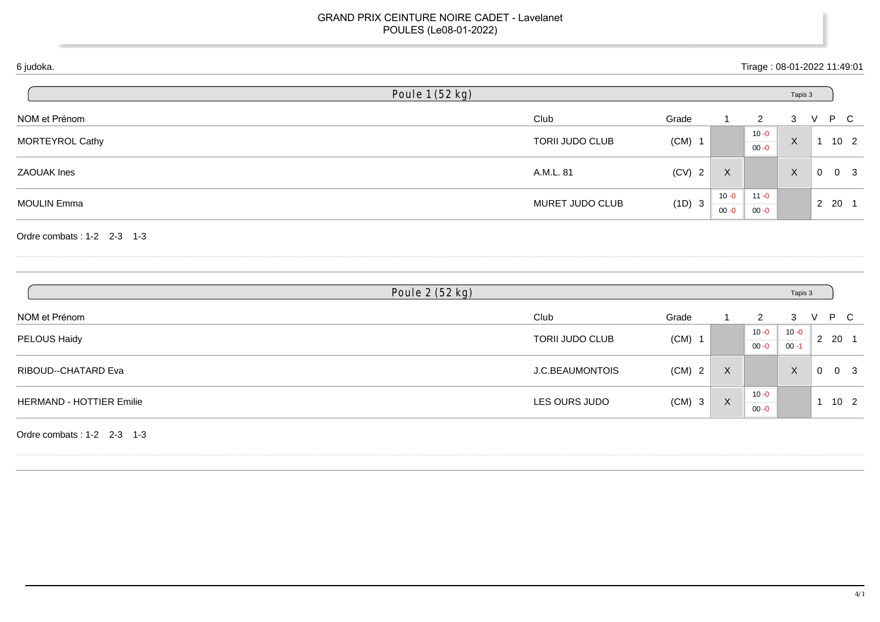GRAND PRIX CEINTURE NOIRE CADET - Lavelanet
POULES (Le08-01-2022)

6 judoka.

Tirage : 08-01-2022 11:49:01

## Poule 1 (52 kg)

Tapis 3

| NOM et Prénom | Club | Grade | | 1 | 2 | 3 | V | P | C |
|---|---|---|---|---|---|---|---|---|---|
| MORTEYROL Cathy | TORII JUDO CLUB | (CM) | 1 | | 10 -0 / 00 -0 | X | 1 | 10 | 2 |
| ZAOUAK Ines | A.M.L. 81 | (CV) | 2 | X | | X | 0 | 0 | 3 |
| MOULIN Emma | MURET JUDO CLUB | (1D) | 3 | 10 -0 / 00 -0 | 11 -0 / 00 -0 | | 2 | 20 | 1 |

Ordre combats : 1-2 2-3 1-3

## Poule 2 (52 kg)

Tapis 3

| NOM et Prénom | Club | Grade | | 1 | 2 | 3 | V | P | C |
|---|---|---|---|---|---|---|---|---|---|
| PELOUS Haidy | TORII JUDO CLUB | (CM) | 1 | | 10 -0 / 00 -0 | 10 -0 / 00 -1 | 2 | 20 | 1 |
| RIBOUD--CHATARD Eva | J.C.BEAUMONTOIS | (CM) | 2 | X | | X | 0 | 0 | 3 |
| HERMAND - HOTTIER Emilie | LES OURS JUDO | (CM) | 3 | X | 10 -0 / 00 -0 | | 1 | 10 | 2 |

Ordre combats : 1-2 2-3 1-3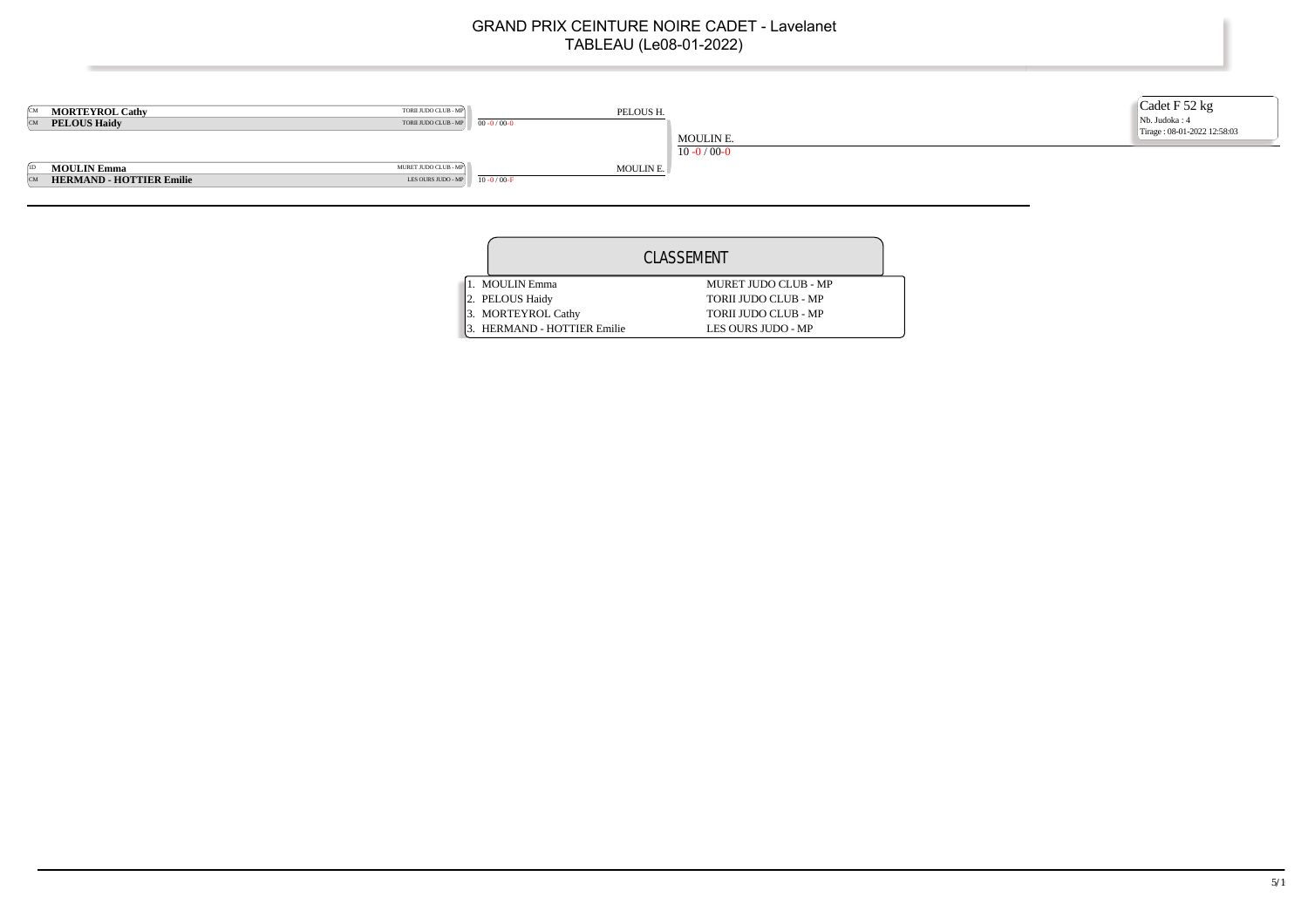# GRAND PRIX CEINTURE NOIRE CADET - Lavelanet

## TABLEAU (Le08-01-2022)

**Cadet F 52 kg**
Nb. Judoka : 4
Tirage : 08-01-2022 12:58:03

| Grade | Judoka | Club | 1er tour | Finale |
|---|---|---|---|---|
| CM | **MORTEYROL Cathy** | TORII JUDO CLUB - MP | PELOUS H. | |
| CM | **PELOUS Haidy** | TORII JUDO CLUB - MP | 00 -0 / 00-0 | MOULIN E. |
| 1D | **MOULIN Emma** | MURET JUDO CLUB - MP | MOULIN E. | 10 -0 / 00-0 |
| CM | **HERMAND - HOTTIER Emilie** | LES OURS JUDO - MP | 10 -0 / 00-F | |

## CLASSEMENT

| Rang | Judoka | Club |
|---|---|---|
| 1. | MOULIN Emma | MURET JUDO CLUB - MP |
| 2. | PELOUS Haidy | TORII JUDO CLUB - MP |
| 3. | MORTEYROL Cathy | TORII JUDO CLUB - MP |
| 3. | HERMAND - HOTTIER Emilie | LES OURS JUDO - MP |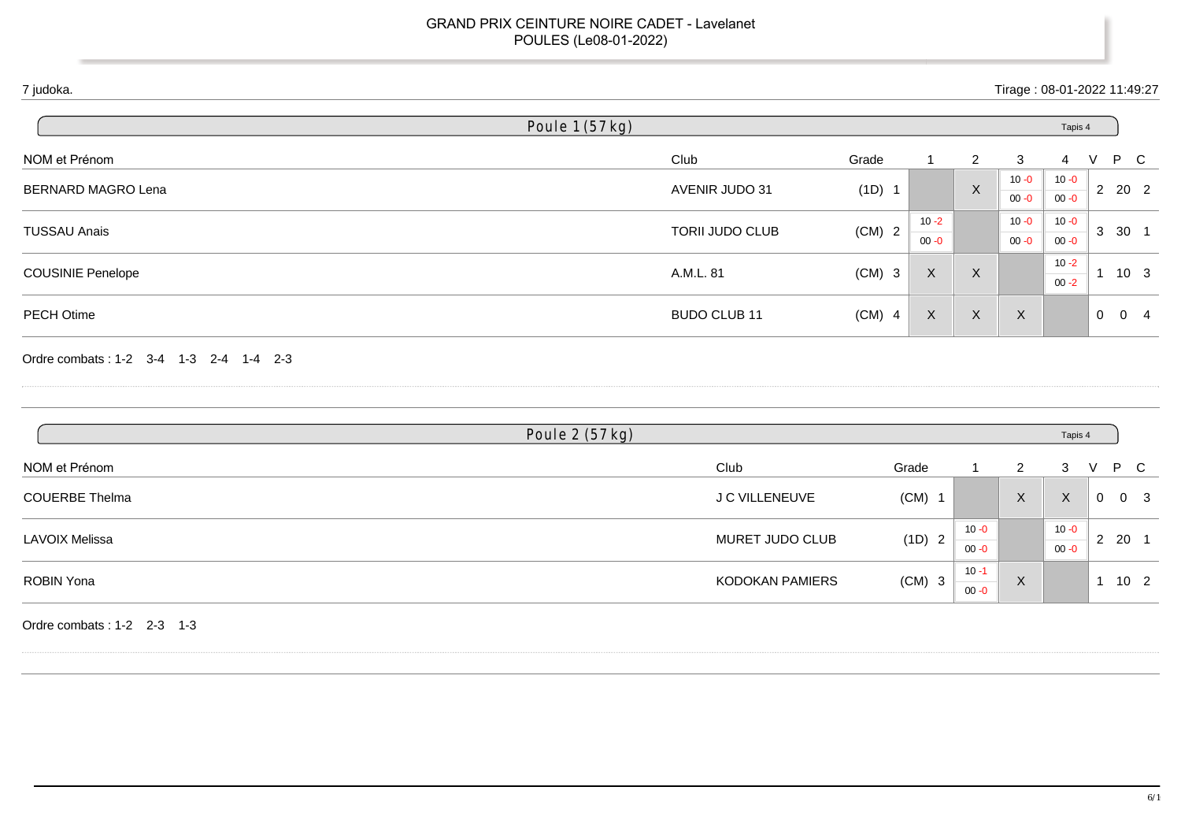# GRAND PRIX CEINTURE NOIRE CADET - Lavelanet
POULES (Le08-01-2022)

7 judoka.

Tirage : 08-01-2022 11:49:27

## Poule 1 (57 kg)

Tapis 4

| NOM et Prénom | Club | Grade | 1 | 2 | 3 | 4 | V | P | C |
|---|---|---|---|---|---|---|---|---|---|
| BERNARD MAGRO Lena | AVENIR JUDO 31 | (1D) 1 | | X | 10 -0 / 00 -0 | 10 -0 / 00 -0 | 2 | 20 | 2 |
| TUSSAU Anais | TORII JUDO CLUB | (CM) 2 | 10 -2 / 00 -0 | | 10 -0 / 00 -0 | 10 -0 / 00 -0 | 3 | 30 | 1 |
| COUSINIE Penelope | A.M.L. 81 | (CM) 3 | X | X | | 10 -2 / 00 -2 | 1 | 10 | 3 |
| PECH Otime | BUDO CLUB 11 | (CM) 4 | X | X | X | | 0 | 0 | 4 |

Ordre combats : 1-2 3-4 1-3 2-4 1-4 2-3

## Poule 2 (57 kg)

Tapis 4

| NOM et Prénom | Club | Grade | 1 | 2 | 3 | V | P | C |
|---|---|---|---|---|---|---|---|---|
| COUERBE Thelma | J C VILLENEUVE | (CM) 1 | | X | X | 0 | 0 | 3 |
| LAVOIX Melissa | MURET JUDO CLUB | (1D) 2 | 10 -0 / 00 -0 | | 10 -0 / 00 -0 | 2 | 20 | 1 |
| ROBIN Yona | KODOKAN PAMIERS | (CM) 3 | 10 -1 / 00 -0 | X | | 1 | 10 | 2 |

Ordre combats : 1-2 2-3 1-3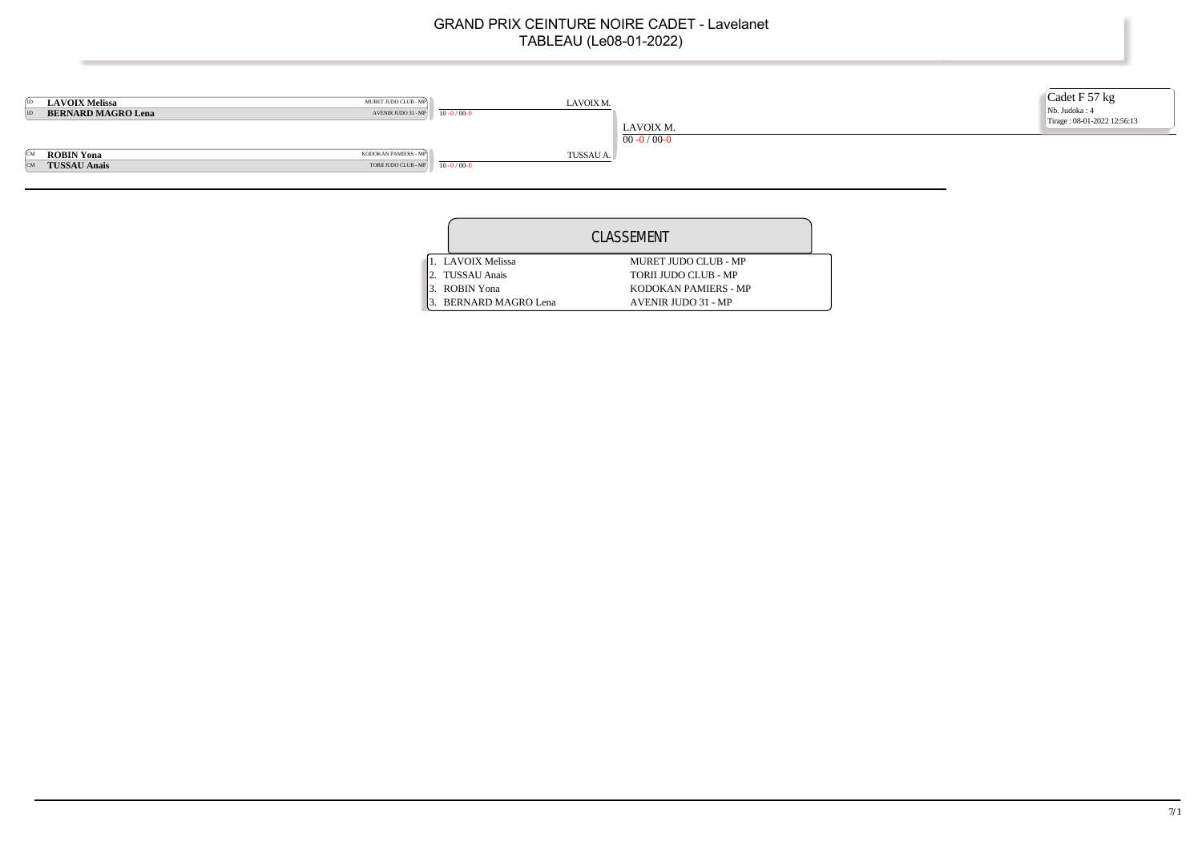# GRAND PRIX CEINTURE NOIRE CADET - Lavelanet

## TABLEAU (Le08-01-2022)

**Cadet F 57 kg**
Nb. Judoka : 4
Tirage : 08-01-2022 12:56:13

| | Judoka | Club | Tour 1 | Finale |
|---|---|---|---|---|
| 1D | **LAVOIX Melissa** | MURET JUDO CLUB - MP | LAVOIX M. | |
| 1D | **BERNARD MAGRO Lena** | AVENIR JUDO 31 - MP | 10 -0 / 00-0 | |
| | | | | LAVOIX M. |
| | | | | 00 -0 / 00-0 |
| CM | **ROBIN Yona** | KODOKAN PAMIERS - MP | TUSSAU A. | |
| CM | **TUSSAU Anais** | TORII JUDO CLUB - MP | 10 -0 / 00-0 | |

## CLASSEMENT

| Rang | Judoka | Club |
|---|---|---|
| 1. | LAVOIX Melissa | MURET JUDO CLUB - MP |
| 2. | TUSSAU Anais | TORII JUDO CLUB - MP |
| 3. | ROBIN Yona | KODOKAN PAMIERS - MP |
| 3. | BERNARD MAGRO Lena | AVENIR JUDO 31 - MP |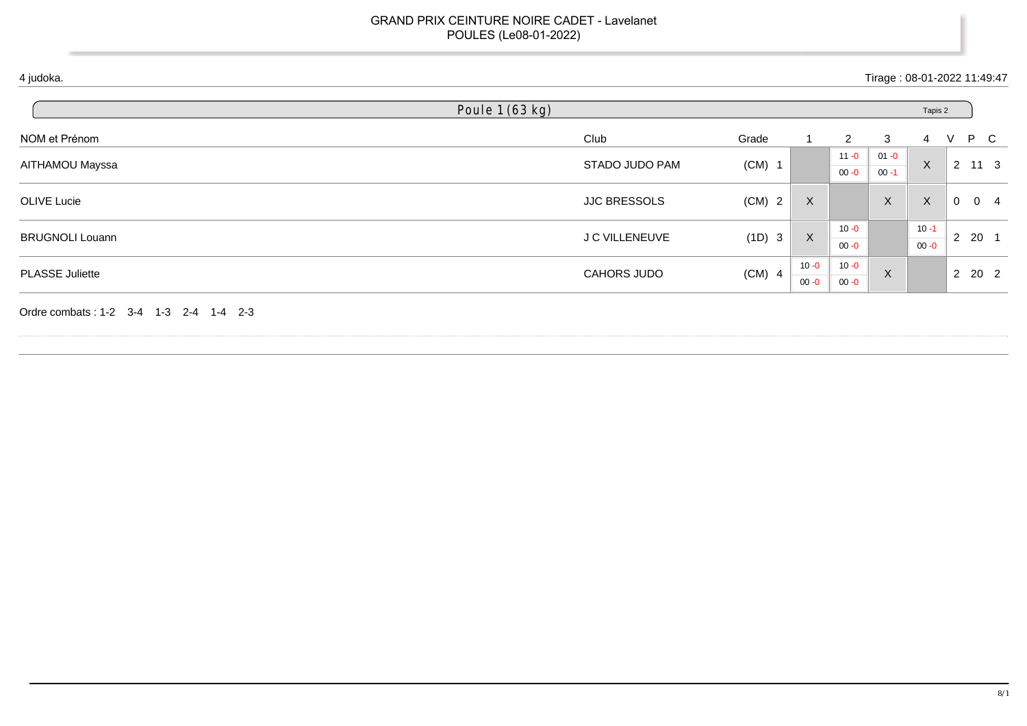GRAND PRIX CEINTURE NOIRE CADET - Lavelanet
POULES (Le08-01-2022)

4 judoka.

Tirage : 08-01-2022 11:49:47

## Poule 1 (63 kg)

Tapis 2

| NOM et Prénom | Club | Grade | 1 | 2 | 3 | 4 | V | P | C |
|---|---|---|---|---|---|---|---|---|---|
| AITHAMOU Mayssa | STADO JUDO PAM | (CM) 1 | | 11 -0 / 00 -0 | 01 -0 / 00 -1 | X | 2 | 11 | 3 |
| OLIVE Lucie | JJC BRESSOLS | (CM) 2 | X | | X | X | 0 | 0 | 4 |
| BRUGNOLI Louann | J C VILLENEUVE | (1D) 3 | X | 10 -0 / 00 -0 | | 10 -1 / 00 -0 | 2 | 20 | 1 |
| PLASSE Juliette | CAHORS JUDO | (CM) 4 | 10 -0 / 00 -0 | 10 -0 / 00 -0 | X | | 2 | 20 | 2 |

Ordre combats : 1-2 3-4 1-3 2-4 1-4 2-3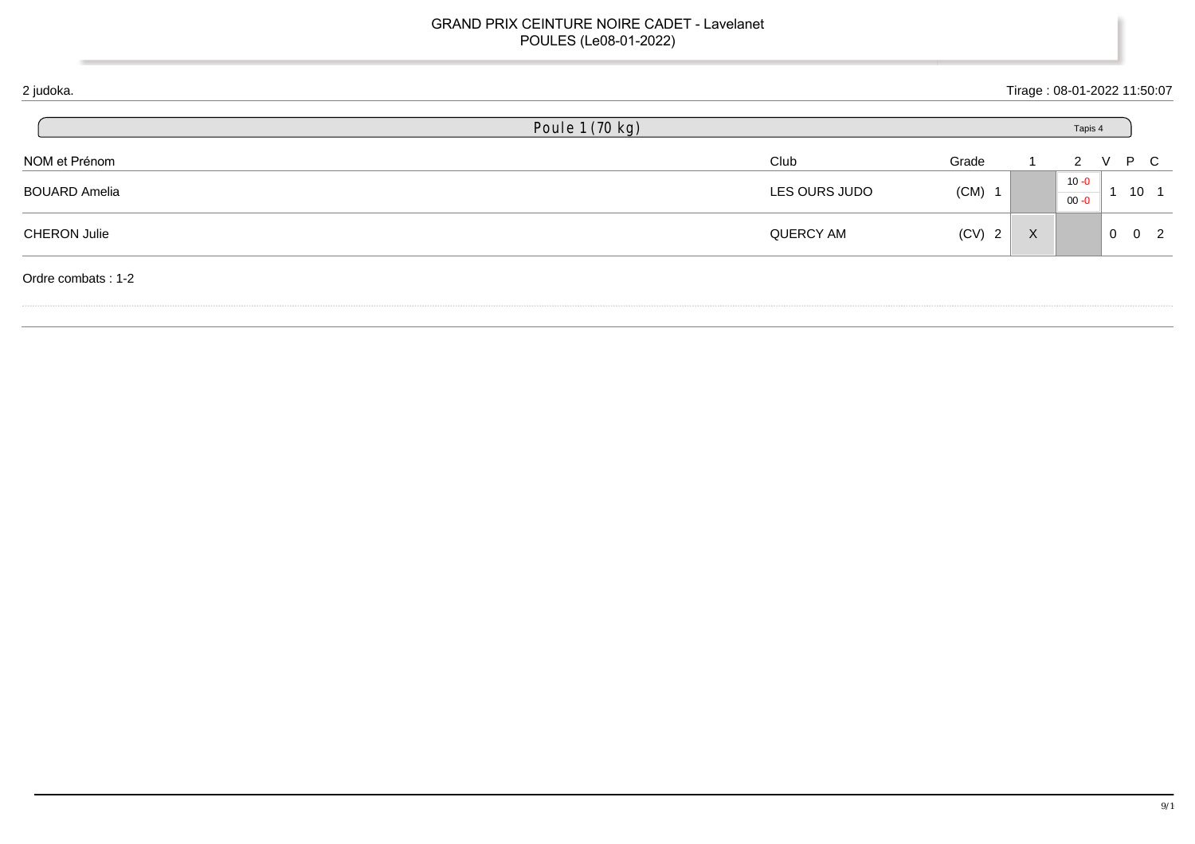GRAND PRIX CEINTURE NOIRE CADET - Lavelanet
POULES (Le08-01-2022)

2 judoka. Tirage : 08-01-2022 11:50:07

## Poule 1 (70 kg)

Tapis 4

| NOM et Prénom | Club | Grade | 1 | 2 | V | P | C |
|---|---|---|---|---|---|---|---|
| BOUARD Amelia | LES OURS JUDO | (CM) 1 | | 10 -0 / 00 -0 | 1 | 10 | 1 |
| CHERON Julie | QUERCY AM | (CV) 2 | X | | 0 | 0 | 2 |

Ordre combats : 1-2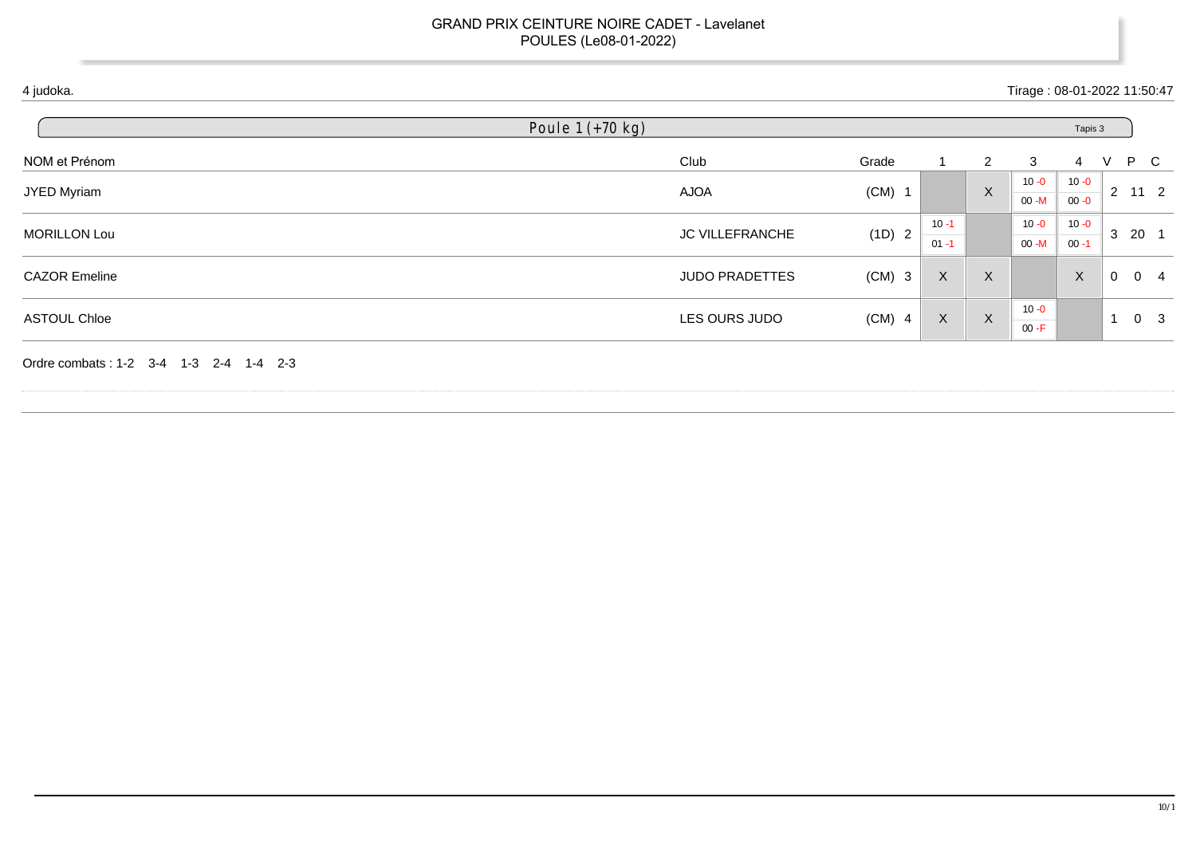GRAND PRIX CEINTURE NOIRE CADET - Lavelanet
POULES (Le08-01-2022)

4 judoka.

Tirage : 08-01-2022 11:50:47

## Poule 1 (+70 kg)

Tapis 3

| NOM et Prénom | Club | Grade | 1 | 2 | 3 | 4 | V | P | C |
|---|---|---|---|---|---|---|---|---|---|
| JYED Myriam | AJOA | (CM) 1 | | X | 10 -0 / 00 -M | 10 -0 / 00 -0 | 2 | 11 | 2 |
| MORILLON Lou | JC VILLEFRANCHE | (1D) 2 | 10 -1 / 01 -1 | | 10 -0 / 00 -M | 10 -0 / 00 -1 | 3 | 20 | 1 |
| CAZOR Emeline | JUDO PRADETTES | (CM) 3 | X | X | | X | 0 | 0 | 4 |
| ASTOUL Chloe | LES OURS JUDO | (CM) 4 | X | X | 10 -0 / 00 -F | | 1 | 0 | 3 |

Ordre combats : 1-2 3-4 1-3 2-4 1-4 2-3